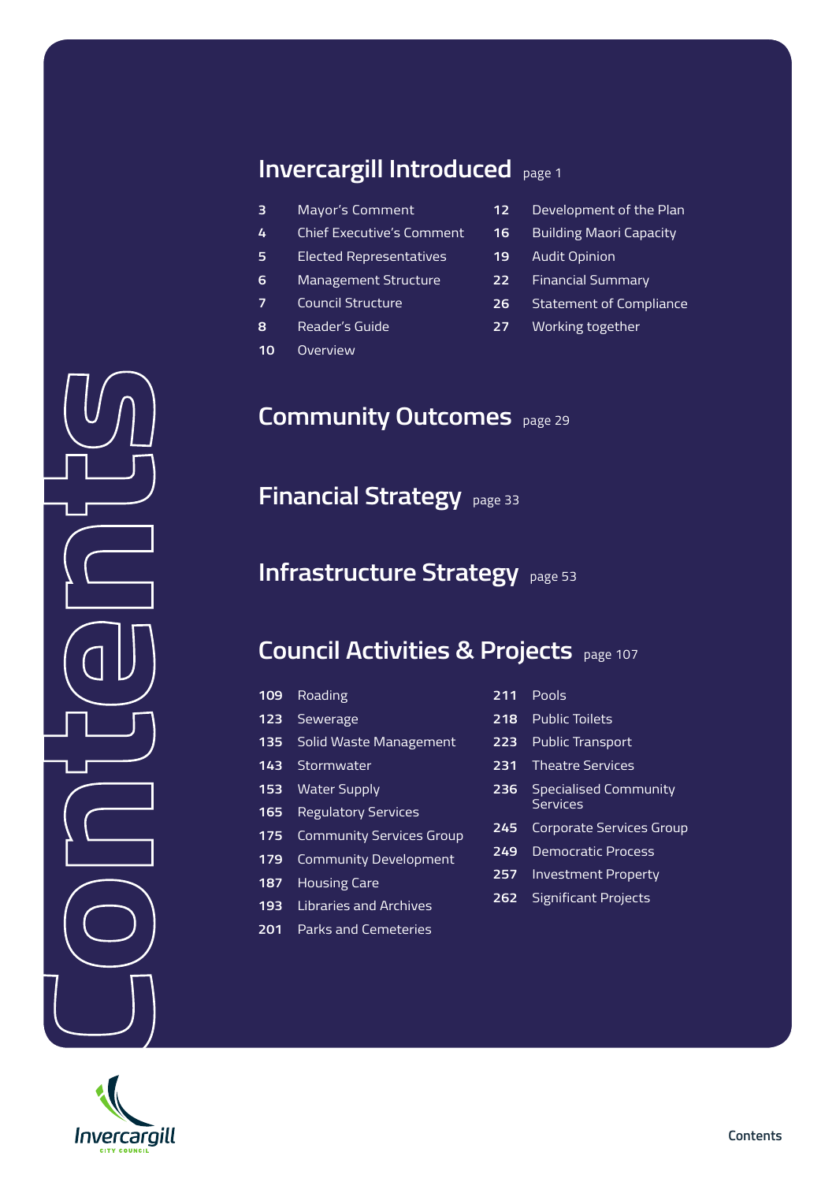# Contents

## Invercargill Introduced page 1

- 3 Mayor's Comment
- 4 Chief Executive's Comment
- 5 Elected Representatives
- 6 Management Structure
- 7 Council Structure
- 8 Reader's Guide
- 10 Overview
- 12 Development of the Plan
- 16 Building Maori Capacity
- 19 Audit Opinion
- 22 Financial Summary
- 26 Statement of Compliance
- 27 Working together

## Community Outcomes page 29

## Financial Strategy page 33

## Infrastructure Strategy page 53

## Council Activities & Projects page 107

- 109 Roading
- 123 Sewerage
- 135 Solid Waste Management
- 143 Stormwater
- 153 Water Supply
- 165 Regulatory Services
- 175 Community Services Group
- 179 Community Development
- 187 Housing Care
- 193 Libraries and Archives
- 201 Parks and Cemeteries
- 211 Pools
- 218 Public Toilets
- 223 Public Transport
- 231 Theatre Services
- 236 Specialised Community Services
- 245 Corporate Services Group
- 249 Democratic Process
- 257 Investment Property
- 262 Significant Projects

Invercargill CITY COUNCIL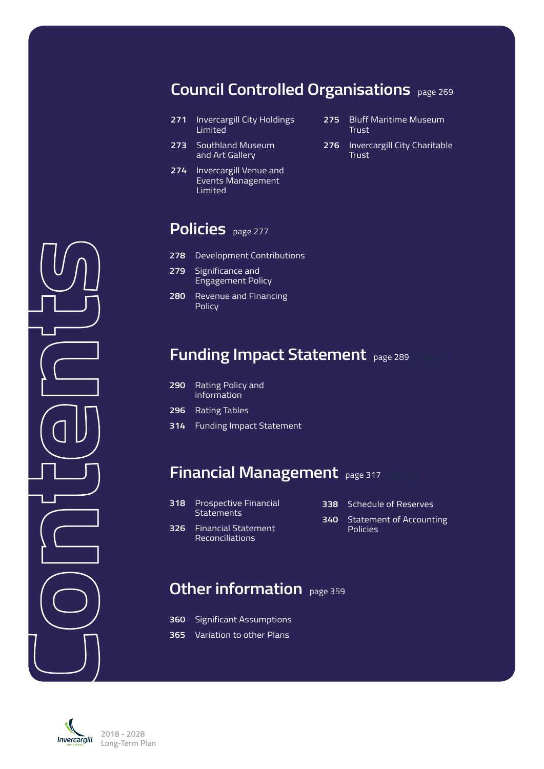# Contents

## Council Controlled Organisations page 269

- **271** Invercargill City Holdings Limited
- **273** Southland Museum and Art Gallery
- **274** Invercargill Venue and Events Management Limited
- **275** Bluff Maritime Museum Trust
- **276** Invercargill City Charitable Trust

## Policies page 277

- **278** Development Contributions
- **279** Significance and Engagement Policy
- **280** Revenue and Financing Policy

## Funding Impact Statement page 289

- **290** Rating Policy and information
- **296** Rating Tables
- **314** Funding Impact Statement

## Financial Management page 317

- **318** Prospective Financial Statements
- **326** Financial Statement Reconciliations
- **338** Schedule of Reserves
- **340** Statement of Accounting Policies

## Other information page 359

- **360** Significant Assumptions
- **365** Variation to other Plans

Invercargill 2018 - 2028 Long-Term Plan